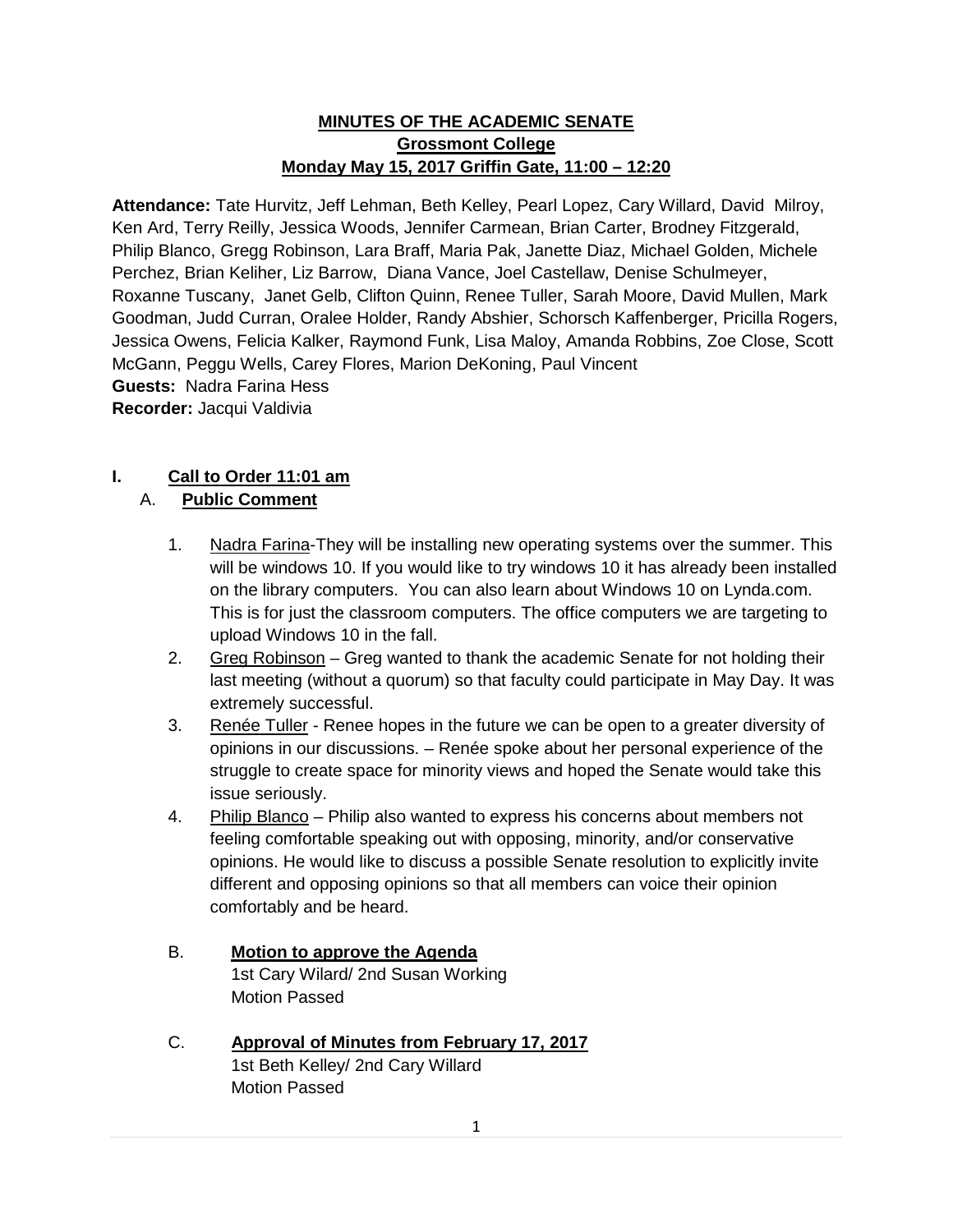**MINUTES OF THE ACADEMIC SENATE**
**Grossmont College**
**Monday May 15, 2017 Griffin Gate, 11:00 – 12:20**

**Attendance:** Tate Hurvitz, Jeff Lehman, Beth Kelley, Pearl Lopez, Cary Willard, David Milroy, Ken Ard, Terry Reilly, Jessica Woods, Jennifer Carmean, Brian Carter, Brodney Fitzgerald, Philip Blanco, Gregg Robinson, Lara Braff, Maria Pak, Janette Diaz, Michael Golden, Michele Perchez, Brian Keliher, Liz Barrow, Diana Vance, Joel Castellaw, Denise Schulmeyer, Roxanne Tuscany, Janet Gelb, Clifton Quinn, Renee Tuller, Sarah Moore, David Mullen, Mark Goodman, Judd Curran, Oralee Holder, Randy Abshier, Schorsch Kaffenberger, Pricilla Rogers, Jessica Owens, Felicia Kalker, Raymond Funk, Lisa Maloy, Amanda Robbins, Zoe Close, Scott McGann, Peggu Wells, Carey Flores, Marion DeKoning, Paul Vincent
**Guests:** Nadra Farina Hess
**Recorder:** Jacqui Valdivia

## I. Call to Order 11:01 am

### A. Public Comment

1. Nadra Farina-They will be installing new operating systems over the summer. This will be windows 10. If you would like to try windows 10 it has already been installed on the library computers. You can also learn about Windows 10 on Lynda.com. This is for just the classroom computers. The office computers we are targeting to upload Windows 10 in the fall.
2. Greg Robinson – Greg wanted to thank the academic Senate for not holding their last meeting (without a quorum) so that faculty could participate in May Day. It was extremely successful.
3. Renée Tuller - Renee hopes in the future we can be open to a greater diversity of opinions in our discussions. – Renée spoke about her personal experience of the struggle to create space for minority views and hoped the Senate would take this issue seriously.
4. Philip Blanco – Philip also wanted to express his concerns about members not feeling comfortable speaking out with opposing, minority, and/or conservative opinions. He would like to discuss a possible Senate resolution to explicitly invite different and opposing opinions so that all members can voice their opinion comfortably and be heard.

### B. Motion to approve the Agenda

1st Cary Wilard/ 2nd Susan Working
Motion Passed

### C. Approval of Minutes from February 17, 2017

1st Beth Kelley/ 2nd Cary Willard
Motion Passed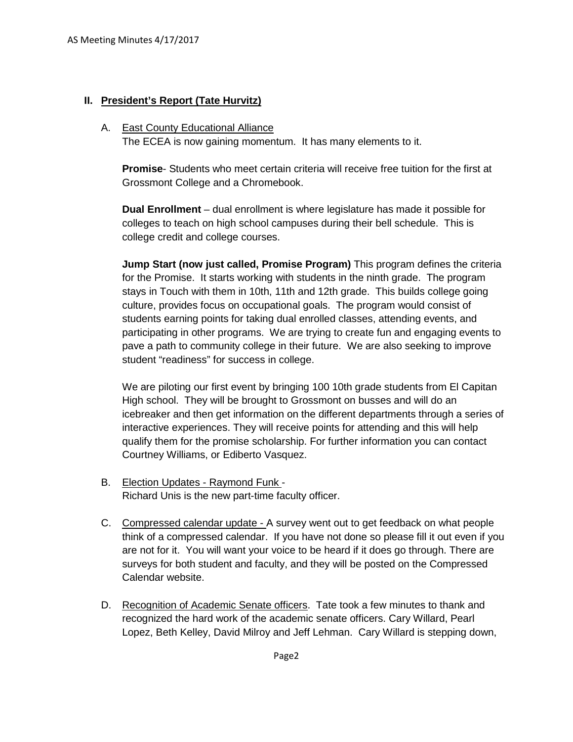## II. President's Report (Tate Hurvitz)

A. East County Educational Alliance

The ECEA is now gaining momentum. It has many elements to it.

**Promise**- Students who meet certain criteria will receive free tuition for the first at Grossmont College and a Chromebook.

**Dual Enrollment** – dual enrollment is where legislature has made it possible for colleges to teach on high school campuses during their bell schedule. This is college credit and college courses.

**Jump Start (now just called, Promise Program)** This program defines the criteria for the Promise. It starts working with students in the ninth grade. The program stays in Touch with them in 10th, 11th and 12th grade. This builds college going culture, provides focus on occupational goals. The program would consist of students earning points for taking dual enrolled classes, attending events, and participating in other programs. We are trying to create fun and engaging events to pave a path to community college in their future. We are also seeking to improve student "readiness" for success in college.

We are piloting our first event by bringing 100 10th grade students from El Capitan High school. They will be brought to Grossmont on busses and will do an icebreaker and then get information on the different departments through a series of interactive experiences. They will receive points for attending and this will help qualify them for the promise scholarship. For further information you can contact Courtney Williams, or Ediberto Vasquez.

B. Election Updates - Raymond Funk -

Richard Unis is the new part-time faculty officer.

C. Compressed calendar update - A survey went out to get feedback on what people think of a compressed calendar. If you have not done so please fill it out even if you are not for it. You will want your voice to be heard if it does go through. There are surveys for both student and faculty, and they will be posted on the Compressed Calendar website.

D. Recognition of Academic Senate officers. Tate took a few minutes to thank and recognized the hard work of the academic senate officers. Cary Willard, Pearl Lopez, Beth Kelley, David Milroy and Jeff Lehman. Cary Willard is stepping down,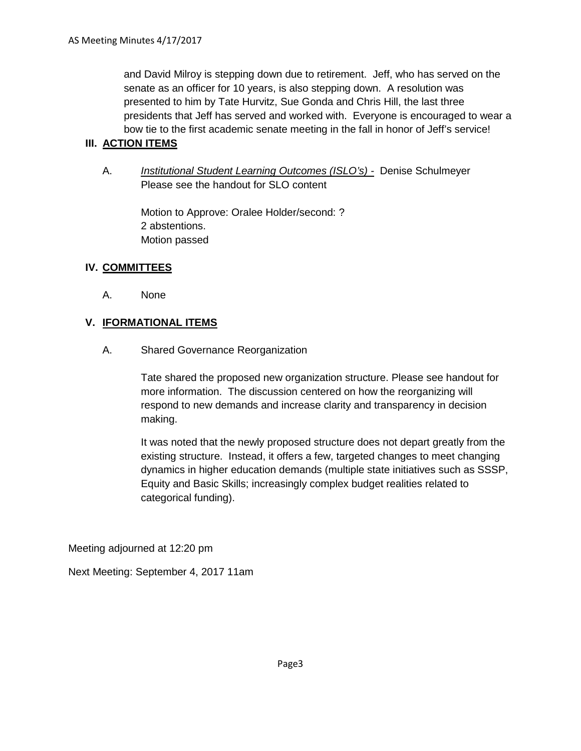and David Milroy is stepping down due to retirement. Jeff, who has served on the senate as an officer for 10 years, is also stepping down. A resolution was presented to him by Tate Hurvitz, Sue Gonda and Chris Hill, the last three presidents that Jeff has served and worked with. Everyone is encouraged to wear a bow tie to the first academic senate meeting in the fall in honor of Jeff's service!

## III. ACTION ITEMS

A. *Institutional Student Learning Outcomes (ISLO's) -* Denise Schulmeyer
Please see the handout for SLO content

Motion to Approve: Oralee Holder/second: ?
2 abstentions.
Motion passed

## IV. COMMITTEES

A. None

## V. IFORMATIONAL ITEMS

A. Shared Governance Reorganization

Tate shared the proposed new organization structure. Please see handout for more information. The discussion centered on how the reorganizing will respond to new demands and increase clarity and transparency in decision making.

It was noted that the newly proposed structure does not depart greatly from the existing structure. Instead, it offers a few, targeted changes to meet changing dynamics in higher education demands (multiple state initiatives such as SSSP, Equity and Basic Skills; increasingly complex budget realities related to categorical funding).

Meeting adjourned at 12:20 pm

Next Meeting: September 4, 2017 11am